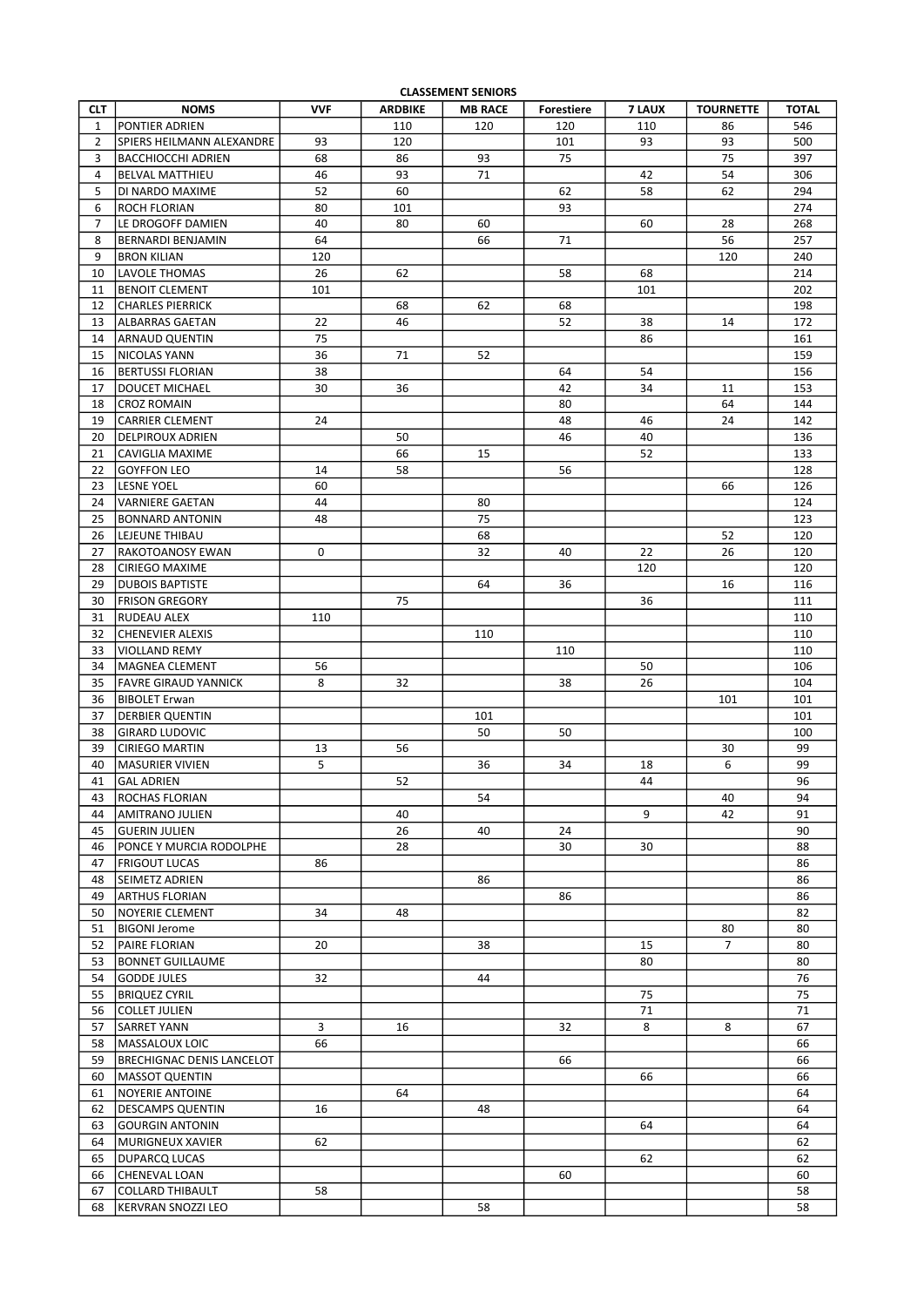**CLASSEMENT SENIORS**

| CLT | NOMS | VVF | ARDBIKE | MB RACE | Forestiere | 7 LAUX | TOURNETTE | TOTAL |
|---|---|---|---|---|---|---|---|---|
| 1 | PONTIER ADRIEN | | 110 | 120 | 120 | 110 | 86 | 546 |
| 2 | SPIERS HEILMANN ALEXANDRE | 93 | 120 | | 101 | 93 | 93 | 500 |
| 3 | BACCHIOCCHI ADRIEN | 68 | 86 | 93 | 75 | | 75 | 397 |
| 4 | BELVAL MATTHIEU | 46 | 93 | 71 | | 42 | 54 | 306 |
| 5 | DI NARDO MAXIME | 52 | 60 | | 62 | 58 | 62 | 294 |
| 6 | ROCH FLORIAN | 80 | 101 | | 93 | | | 274 |
| 7 | LE DROGOFF DAMIEN | 40 | 80 | 60 | | 60 | 28 | 268 |
| 8 | BERNARDI BENJAMIN | 64 | | 66 | 71 | | 56 | 257 |
| 9 | BRON KILIAN | 120 | | | | | 120 | 240 |
| 10 | LAVOLE THOMAS | 26 | 62 | | 58 | 68 | | 214 |
| 11 | BENOIT CLEMENT | 101 | | | | 101 | | 202 |
| 12 | CHARLES PIERRICK | | 68 | 62 | 68 | | | 198 |
| 13 | ALBARRAS GAETAN | 22 | 46 | | 52 | 38 | 14 | 172 |
| 14 | ARNAUD QUENTIN | 75 | | | | 86 | | 161 |
| 15 | NICOLAS YANN | 36 | 71 | 52 | | | | 159 |
| 16 | BERTUSSI FLORIAN | 38 | | | 64 | 54 | | 156 |
| 17 | DOUCET MICHAEL | 30 | 36 | | 42 | 34 | 11 | 153 |
| 18 | CROZ ROMAIN | | | | 80 | | 64 | 144 |
| 19 | CARRIER CLEMENT | 24 | | | 48 | 46 | 24 | 142 |
| 20 | DELPIROUX ADRIEN | | 50 | | 46 | 40 | | 136 |
| 21 | CAVIGLIA MAXIME | | 66 | 15 | | 52 | | 133 |
| 22 | GOYFFON LEO | 14 | 58 | | 56 | | | 128 |
| 23 | LESNE YOEL | 60 | | | | | 66 | 126 |
| 24 | VARNIERE GAETAN | 44 | | 80 | | | | 124 |
| 25 | BONNARD ANTONIN | 48 | | 75 | | | | 123 |
| 26 | LEJEUNE THIBAU | | | 68 | | | 52 | 120 |
| 27 | RAKOTOANOSY EWAN | 0 | | 32 | 40 | 22 | 26 | 120 |
| 28 | CIRIEGO MAXIME | | | | | 120 | | 120 |
| 29 | DUBOIS BAPTISTE | | | 64 | 36 | | 16 | 116 |
| 30 | FRISON GREGORY | | 75 | | | 36 | | 111 |
| 31 | RUDEAU ALEX | 110 | | | | | | 110 |
| 32 | CHENEVIER ALEXIS | | | 110 | | | | 110 |
| 33 | VIOLLAND REMY | | | | 110 | | | 110 |
| 34 | MAGNEA CLEMENT | 56 | | | | 50 | | 106 |
| 35 | FAVRE GIRAUD YANNICK | 8 | 32 | | 38 | 26 | | 104 |
| 36 | BIBOLET Erwan | | | | | | 101 | 101 |
| 37 | DERBIER QUENTIN | | | 101 | | | | 101 |
| 38 | GIRARD LUDOVIC | | | 50 | 50 | | | 100 |
| 39 | CIRIEGO MARTIN | 13 | 56 | | | | 30 | 99 |
| 40 | MASURIER VIVIEN | 5 | | 36 | 34 | 18 | 6 | 99 |
| 41 | GAL ADRIEN | | 52 | | | 44 | | 96 |
| 43 | ROCHAS FLORIAN | | | 54 | | | 40 | 94 |
| 44 | AMITRANO JULIEN | | 40 | | | 9 | 42 | 91 |
| 45 | GUERIN JULIEN | | 26 | 40 | 24 | | | 90 |
| 46 | PONCE Y MURCIA RODOLPHE | | 28 | | 30 | 30 | | 88 |
| 47 | FRIGOUT LUCAS | 86 | | | | | | 86 |
| 48 | SEIMETZ ADRIEN | | | 86 | | | | 86 |
| 49 | ARTHUS FLORIAN | | | | 86 | | | 86 |
| 50 | NOYERIE CLEMENT | 34 | 48 | | | | | 82 |
| 51 | BIGONI Jerome | | | | | | 80 | 80 |
| 52 | PAIRE FLORIAN | 20 | | 38 | | 15 | 7 | 80 |
| 53 | BONNET GUILLAUME | | | | | 80 | | 80 |
| 54 | GODDE JULES | 32 | | 44 | | | | 76 |
| 55 | BRIQUEZ CYRIL | | | | | 75 | | 75 |
| 56 | COLLET JULIEN | | | | | 71 | | 71 |
| 57 | SARRET YANN | 3 | 16 | | 32 | 8 | 8 | 67 |
| 58 | MASSALOUX LOIC | 66 | | | | | | 66 |
| 59 | BRECHIGNAC DENIS LANCELOT | | | | 66 | | | 66 |
| 60 | MASSOT QUENTIN | | | | | 66 | | 66 |
| 61 | NOYERIE ANTOINE | | 64 | | | | | 64 |
| 62 | DESCAMPS QUENTIN | 16 | | 48 | | | | 64 |
| 63 | GOURGIN ANTONIN | | | | | 64 | | 64 |
| 64 | MURIGNEUX XAVIER | 62 | | | | | | 62 |
| 65 | DUPARCQ LUCAS | | | | | 62 | | 62 |
| 66 | CHENEVAL LOAN | | | | 60 | | | 60 |
| 67 | COLLARD THIBAULT | 58 | | | | | | 58 |
| 68 | KERVRAN SNOZZI LEO | | | 58 | | | | 58 |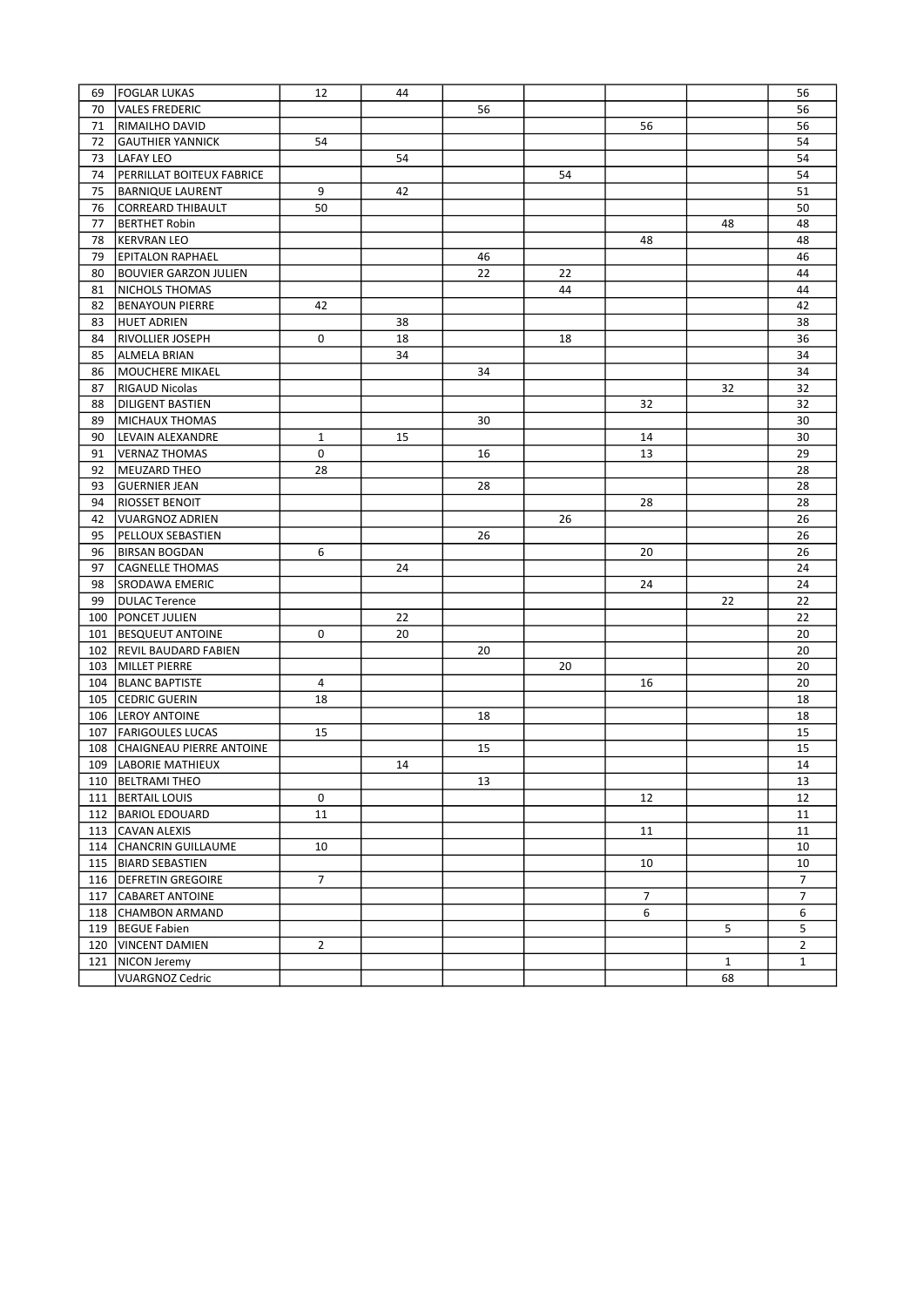| | | | | | | | | |
|---|---|---|---|---|---|---|---|---|
| 69 | FOGLAR LUKAS | 12 | 44 | | | | | 56 |
| 70 | VALES FREDERIC | | | 56 | | | | 56 |
| 71 | RIMAILHO DAVID | | | | | 56 | | 56 |
| 72 | GAUTHIER YANNICK | 54 | | | | | | 54 |
| 73 | LAFAY LEO | | 54 | | | | | 54 |
| 74 | PERRILLAT BOITEUX FABRICE | | | | 54 | | | 54 |
| 75 | BARNIQUE LAURENT | 9 | 42 | | | | | 51 |
| 76 | CORREARD THIBAULT | 50 | | | | | | 50 |
| 77 | BERTHET Robin | | | | | | 48 | 48 |
| 78 | KERVRAN LEO | | | | | 48 | | 48 |
| 79 | EPITALON RAPHAEL | | | 46 | | | | 46 |
| 80 | BOUVIER GARZON JULIEN | | | 22 | 22 | | | 44 |
| 81 | NICHOLS THOMAS | | | | 44 | | | 44 |
| 82 | BENAYOUN PIERRE | 42 | | | | | | 42 |
| 83 | HUET ADRIEN | | 38 | | | | | 38 |
| 84 | RIVOLLIER JOSEPH | 0 | 18 | | 18 | | | 36 |
| 85 | ALMELA BRIAN | | 34 | | | | | 34 |
| 86 | MOUCHERE MIKAEL | | | 34 | | | | 34 |
| 87 | RIGAUD Nicolas | | | | | | 32 | 32 |
| 88 | DILIGENT BASTIEN | | | | | 32 | | 32 |
| 89 | MICHAUX THOMAS | | | 30 | | | | 30 |
| 90 | LEVAIN ALEXANDRE | 1 | 15 | | | 14 | | 30 |
| 91 | VERNAZ THOMAS | 0 | | 16 | | 13 | | 29 |
| 92 | MEUZARD THEO | 28 | | | | | | 28 |
| 93 | GUERNIER JEAN | | | 28 | | | | 28 |
| 94 | RIOSSET BENOIT | | | | | 28 | | 28 |
| 42 | VUARGNOZ ADRIEN | | | | 26 | | | 26 |
| 95 | PELLOUX SEBASTIEN | | | 26 | | | | 26 |
| 96 | BIRSAN BOGDAN | 6 | | | | 20 | | 26 |
| 97 | CAGNELLE THOMAS | | 24 | | | | | 24 |
| 98 | SRODAWA EMERIC | | | | | 24 | | 24 |
| 99 | DULAC Terence | | | | | | 22 | 22 |
| 100 | PONCET JULIEN | | 22 | | | | | 22 |
| 101 | BESQUEUT ANTOINE | 0 | 20 | | | | | 20 |
| 102 | REVIL BAUDARD FABIEN | | | 20 | | | | 20 |
| 103 | MILLET PIERRE | | | | 20 | | | 20 |
| 104 | BLANC BAPTISTE | 4 | | | | 16 | | 20 |
| 105 | CEDRIC GUERIN | 18 | | | | | | 18 |
| 106 | LEROY ANTOINE | | | 18 | | | | 18 |
| 107 | FARIGOULES LUCAS | 15 | | | | | | 15 |
| 108 | CHAIGNEAU PIERRE ANTOINE | | | 15 | | | | 15 |
| 109 | LABORIE MATHIEUX | | 14 | | | | | 14 |
| 110 | BELTRAMI THEO | | | 13 | | | | 13 |
| 111 | BERTAIL LOUIS | 0 | | | | 12 | | 12 |
| 112 | BARIOL EDOUARD | 11 | | | | | | 11 |
| 113 | CAVAN ALEXIS | | | | | 11 | | 11 |
| 114 | CHANCRIN GUILLAUME | 10 | | | | | | 10 |
| 115 | BIARD SEBASTIEN | | | | | 10 | | 10 |
| 116 | DEFRETIN GREGOIRE | 7 | | | | | | 7 |
| 117 | CABARET ANTOINE | | | | | 7 | | 7 |
| 118 | CHAMBON ARMAND | | | | | 6 | | 6 |
| 119 | BEGUE Fabien | | | | | | 5 | 5 |
| 120 | VINCENT DAMIEN | 2 | | | | | | 2 |
| 121 | NICON Jeremy | | | | | | 1 | 1 |
| | VUARGNOZ Cedric | | | | | | 68 | |